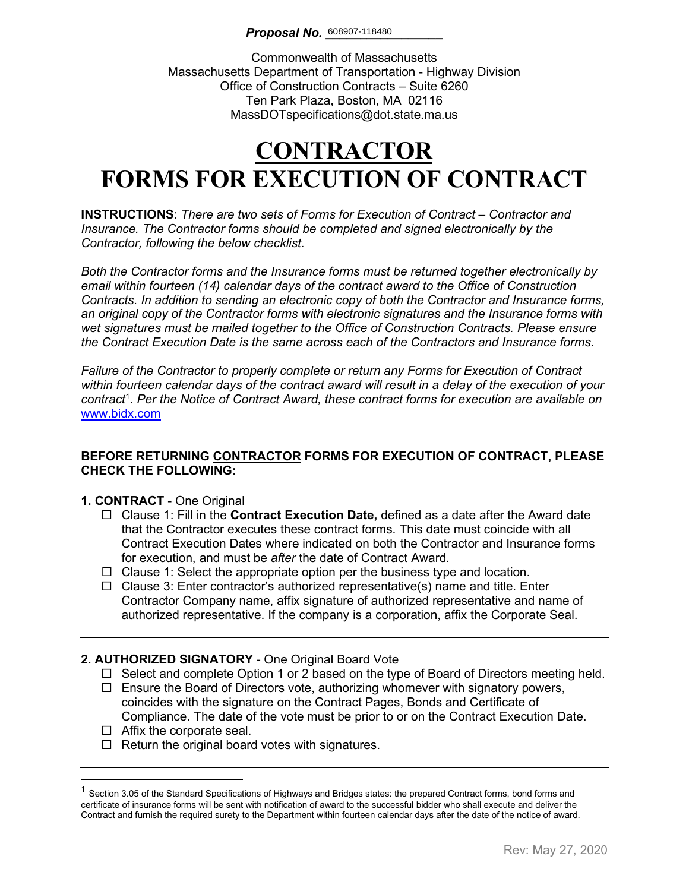***Proposal No.*** 608907-118480

Commonwealth of Massachusetts
Massachusetts Department of Transportation - Highway Division
Office of Construction Contracts – Suite 6260
Ten Park Plaza, Boston, MA 02116
MassDOTspecifications@dot.state.ma.us

# CONTRACTOR
# FORMS FOR EXECUTION OF CONTRACT

**INSTRUCTIONS**: *There are two sets of Forms for Execution of Contract – Contractor and Insurance. The Contractor forms should be completed and signed electronically by the Contractor, following the below checklist.*

*Both the Contractor forms and the Insurance forms must be returned together electronically by email within fourteen (14) calendar days of the contract award to the Office of Construction Contracts. In addition to sending an electronic copy of both the Contractor and Insurance forms, an original copy of the Contractor forms with electronic signatures and the Insurance forms with wet signatures must be mailed together to the Office of Construction Contracts. Please ensure the Contract Execution Date is the same across each of the Contractors and Insurance forms.*

*Failure of the Contractor to properly complete or return any Forms for Execution of Contract within fourteen calendar days of the contract award will result in a delay of the execution of your contract*[1]. *Per the Notice of Contract Award, these contract forms for execution are available on* www.bidx.com

**BEFORE RETURNING CONTRACTOR FORMS FOR EXECUTION OF CONTRACT, PLEASE CHECK THE FOLLOWING:**

**1. CONTRACT** - One Original

- ☐ Clause 1: Fill in the **Contract Execution Date,** defined as a date after the Award date that the Contractor executes these contract forms. This date must coincide with all Contract Execution Dates where indicated on both the Contractor and Insurance forms for execution, and must be *after* the date of Contract Award.
- ☐ Clause 1: Select the appropriate option per the business type and location.
- ☐ Clause 3: Enter contractor's authorized representative(s) name and title. Enter Contractor Company name, affix signature of authorized representative and name of authorized representative. If the company is a corporation, affix the Corporate Seal.

**2. AUTHORIZED SIGNATORY** - One Original Board Vote

- ☐ Select and complete Option 1 or 2 based on the type of Board of Directors meeting held.
- ☐ Ensure the Board of Directors vote, authorizing whomever with signatory powers, coincides with the signature on the Contract Pages, Bonds and Certificate of Compliance. The date of the vote must be prior to or on the Contract Execution Date.
- ☐ Affix the corporate seal.
- ☐ Return the original board votes with signatures.

---

[1] Section 3.05 of the Standard Specifications of Highways and Bridges states: the prepared Contract forms, bond forms and certificate of insurance forms will be sent with notification of award to the successful bidder who shall execute and deliver the Contract and furnish the required surety to the Department within fourteen calendar days after the date of the notice of award.

Rev: May 27, 2020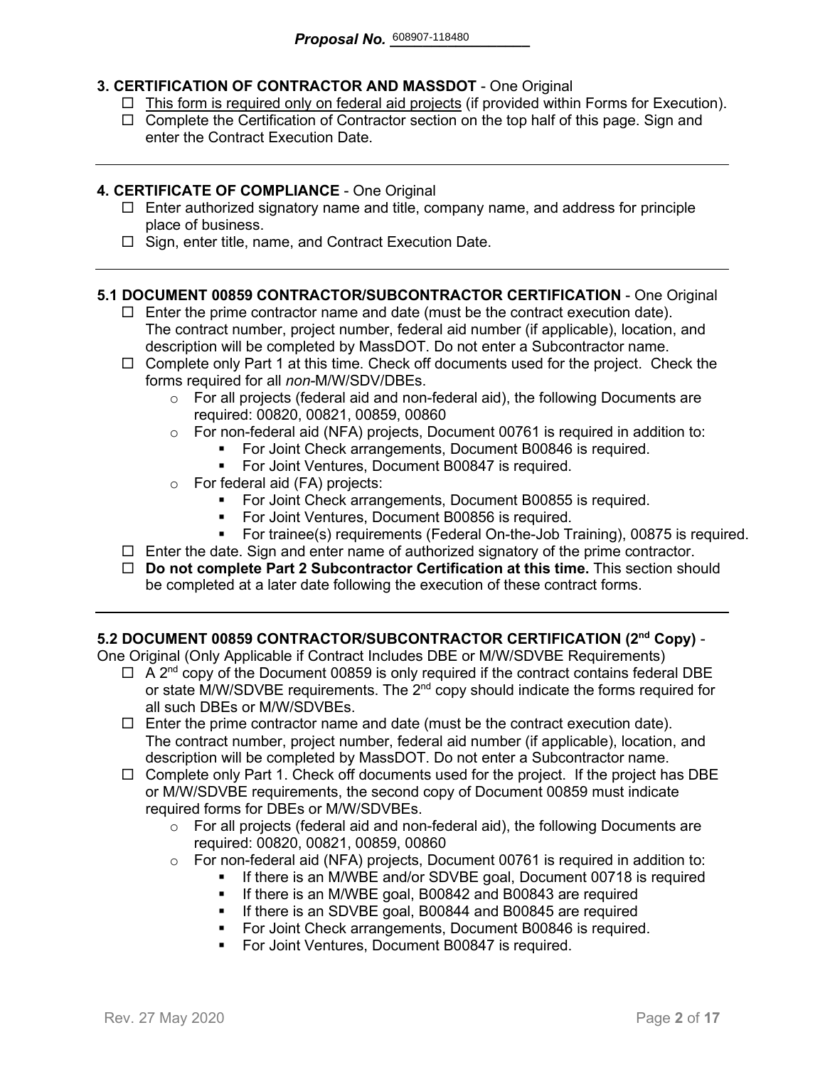**Proposal No.** 608907-118480

**3. CERTIFICATION OF CONTRACTOR AND MASSDOT** - One Original

- ☐ <u>This form is required only on federal aid projects</u> (if provided within Forms for Execution).
- ☐ Complete the Certification of Contractor section on the top half of this page. Sign and enter the Contract Execution Date.

---

**4. CERTIFICATE OF COMPLIANCE** - One Original

- ☐ Enter authorized signatory name and title, company name, and address for principle place of business.
- ☐ Sign, enter title, name, and Contract Execution Date.

---

**5.1 DOCUMENT 00859 CONTRACTOR/SUBCONTRACTOR CERTIFICATION** - One Original

- ☐ Enter the prime contractor name and date (must be the contract execution date). The contract number, project number, federal aid number (if applicable), location, and description will be completed by MassDOT. Do not enter a Subcontractor name.
- ☐ Complete only Part 1 at this time. Check off documents used for the project. Check the forms required for all *non*-M/W/SDV/DBEs.
  - For all projects (federal aid and non-federal aid), the following Documents are required: 00820, 00821, 00859, 00860
  - For non-federal aid (NFA) projects, Document 00761 is required in addition to:
    - For Joint Check arrangements, Document B00846 is required.
    - For Joint Ventures, Document B00847 is required.
  - For federal aid (FA) projects:
    - For Joint Check arrangements, Document B00855 is required.
    - For Joint Ventures, Document B00856 is required.
    - For trainee(s) requirements (Federal On-the-Job Training), 00875 is required.
- ☐ Enter the date. Sign and enter name of authorized signatory of the prime contractor.
- ☐ **Do not complete Part 2 Subcontractor Certification at this time.** This section should be completed at a later date following the execution of these contract forms.

---

**5.2 DOCUMENT 00859 CONTRACTOR/SUBCONTRACTOR CERTIFICATION (2nd Copy)** - One Original (Only Applicable if Contract Includes DBE or M/W/SDVBE Requirements)

- ☐ A 2nd copy of the Document 00859 is only required if the contract contains federal DBE or state M/W/SDVBE requirements. The 2nd copy should indicate the forms required for all such DBEs or M/W/SDVBEs.
- ☐ Enter the prime contractor name and date (must be the contract execution date). The contract number, project number, federal aid number (if applicable), location, and description will be completed by MassDOT. Do not enter a Subcontractor name.
- ☐ Complete only Part 1. Check off documents used for the project. If the project has DBE or M/W/SDVBE requirements, the second copy of Document 00859 must indicate required forms for DBEs or M/W/SDVBEs.
  - For all projects (federal aid and non-federal aid), the following Documents are required: 00820, 00821, 00859, 00860
  - For non-federal aid (NFA) projects, Document 00761 is required in addition to:
    - If there is an M/WBE and/or SDVBE goal, Document 00718 is required
    - If there is an M/WBE goal, B00842 and B00843 are required
    - If there is an SDVBE goal, B00844 and B00845 are required
    - For Joint Check arrangements, Document B00846 is required.
    - For Joint Ventures, Document B00847 is required.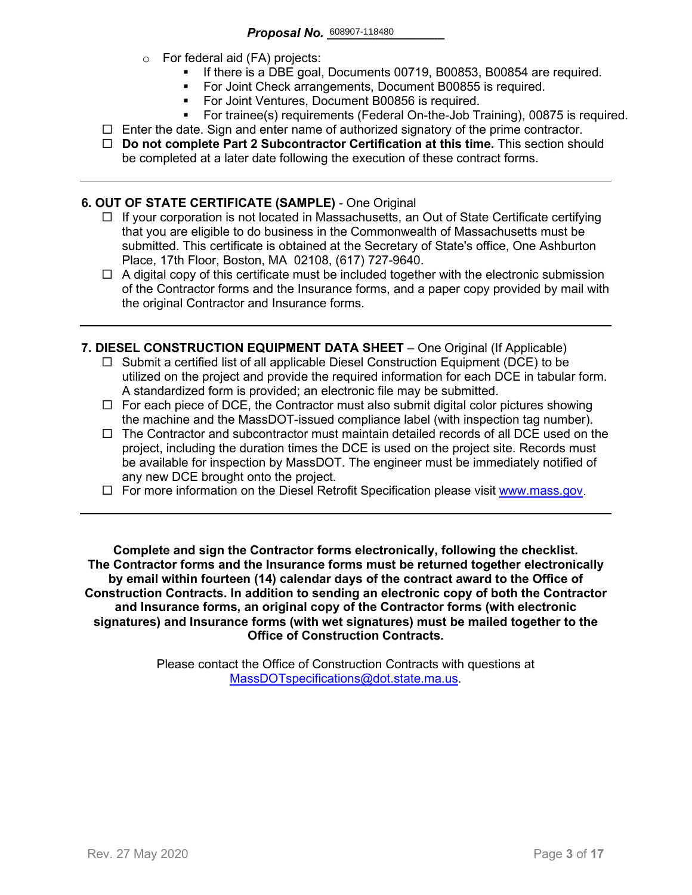- For federal aid (FA) projects:
  - If there is a DBE goal, Documents 00719, B00853, B00854 are required.
  - For Joint Check arrangements, Document B00855 is required.
  - For Joint Ventures, Document B00856 is required.
  - For trainee(s) requirements (Federal On-the-Job Training), 00875 is required.

☐ Enter the date. Sign and enter name of authorized signatory of the prime contractor.

☐ **Do not complete Part 2 Subcontractor Certification at this time.** This section should be completed at a later date following the execution of these contract forms.

---

**6. OUT OF STATE CERTIFICATE (SAMPLE)** - One Original

☐ If your corporation is not located in Massachusetts, an Out of State Certificate certifying that you are eligible to do business in the Commonwealth of Massachusetts must be submitted. This certificate is obtained at the Secretary of State's office, One Ashburton Place, 17th Floor, Boston, MA 02108, (617) 727-9640.

☐ A digital copy of this certificate must be included together with the electronic submission of the Contractor forms and the Insurance forms, and a paper copy provided by mail with the original Contractor and Insurance forms.

---

**7. DIESEL CONSTRUCTION EQUIPMENT DATA SHEET** – One Original (If Applicable)

☐ Submit a certified list of all applicable Diesel Construction Equipment (DCE) to be utilized on the project and provide the required information for each DCE in tabular form. A standardized form is provided; an electronic file may be submitted.

☐ For each piece of DCE, the Contractor must also submit digital color pictures showing the machine and the MassDOT-issued compliance label (with inspection tag number).

☐ The Contractor and subcontractor must maintain detailed records of all DCE used on the project, including the duration times the DCE is used on the project site. Records must be available for inspection by MassDOT. The engineer must be immediately notified of any new DCE brought onto the project.

☐ For more information on the Diesel Retrofit Specification please visit www.mass.gov.

---

**Complete and sign the Contractor forms electronically, following the checklist. The Contractor forms and the Insurance forms must be returned together electronically by email within fourteen (14) calendar days of the contract award to the Office of Construction Contracts. In addition to sending an electronic copy of both the Contractor and Insurance forms, an original copy of the Contractor forms (with electronic signatures) and Insurance forms (with wet signatures) must be mailed together to the Office of Construction Contracts.**

Please contact the Office of Construction Contracts with questions at MassDOTspecifications@dot.state.ma.us.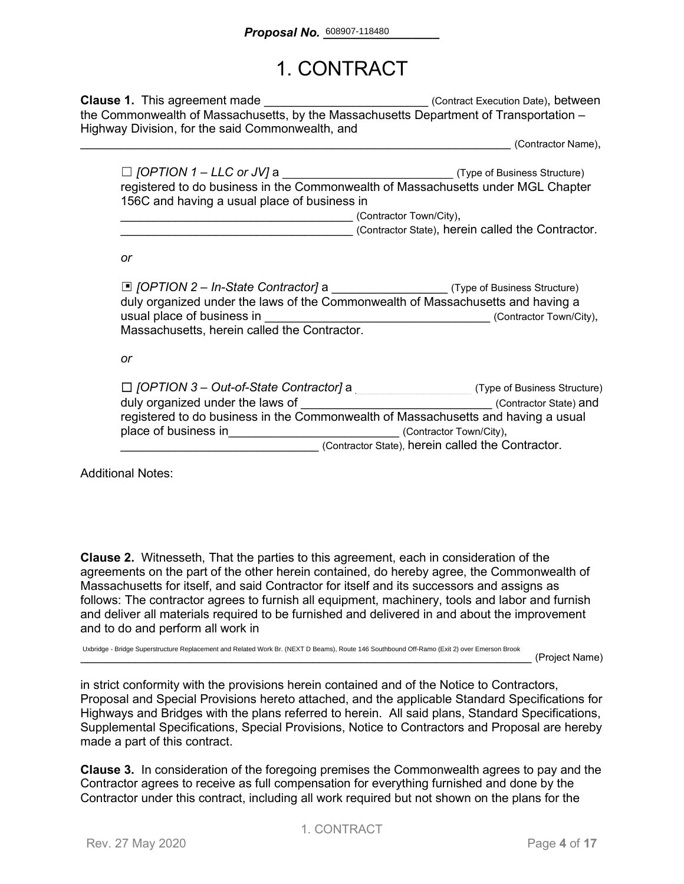**Proposal No.** 608907-118480

# 1. CONTRACT

**Clause 1.** This agreement made ________________________ (Contract Execution Date), between the Commonwealth of Massachusetts, by the Massachusetts Department of Transportation – Highway Division, for the said Commonwealth, and
___________________________________________________________________ (Contractor Name),

> ☐ *[OPTION 1 – LLC or JV]* a __________________________ (Type of Business Structure) registered to do business in the Commonwealth of Massachusetts under MGL Chapter 156C and having a usual place of business in
> ___________________________________ (Contractor Town/City),
> ___________________________________ (Contractor State), herein called the Contractor.
>
> *or*
>
> ▣ *[OPTION 2 – In-State Contractor]* a _________________ (Type of Business Structure) duly organized under the laws of the Commonwealth of Massachusetts and having a usual place of business in _________________________________ (Contractor Town/City), Massachusetts, herein called the Contractor.
>
> *or*
>
> ☐ *[OPTION 3 – Out-of-State Contractor]* a ____________________ (Type of Business Structure) duly organized under the laws of _____________________________ (Contractor State) and registered to do business in the Commonwealth of Massachusetts and having a usual place of business in_________________________ (Contractor Town/City),
> ______________________________ (Contractor State), herein called the Contractor.

Additional Notes:

**Clause 2.** Witnesseth, That the parties to this agreement, each in consideration of the agreements on the part of the other herein contained, do hereby agree, the Commonwealth of Massachusetts for itself, and said Contractor for itself and its successors and assigns as follows: The contractor agrees to furnish all equipment, machinery, tools and labor and furnish and deliver all materials required to be furnished and delivered in and about the improvement and to do and perform all work in

Uxbridge - Bridge Superstructure Replacement and Related Work Br. (NEXT D Beams), Route 146 Southbound Off-Ramo (Exit 2) over Emerson Brook
___________________________________________________________________________ (Project Name)

in strict conformity with the provisions herein contained and of the Notice to Contractors, Proposal and Special Provisions hereto attached, and the applicable Standard Specifications for Highways and Bridges with the plans referred to herein. All said plans, Standard Specifications, Supplemental Specifications, Special Provisions, Notice to Contractors and Proposal are hereby made a part of this contract.

**Clause 3.** In consideration of the foregoing premises the Commonwealth agrees to pay and the Contractor agrees to receive as full compensation for everything furnished and done by the Contractor under this contract, including all work required but not shown on the plans for the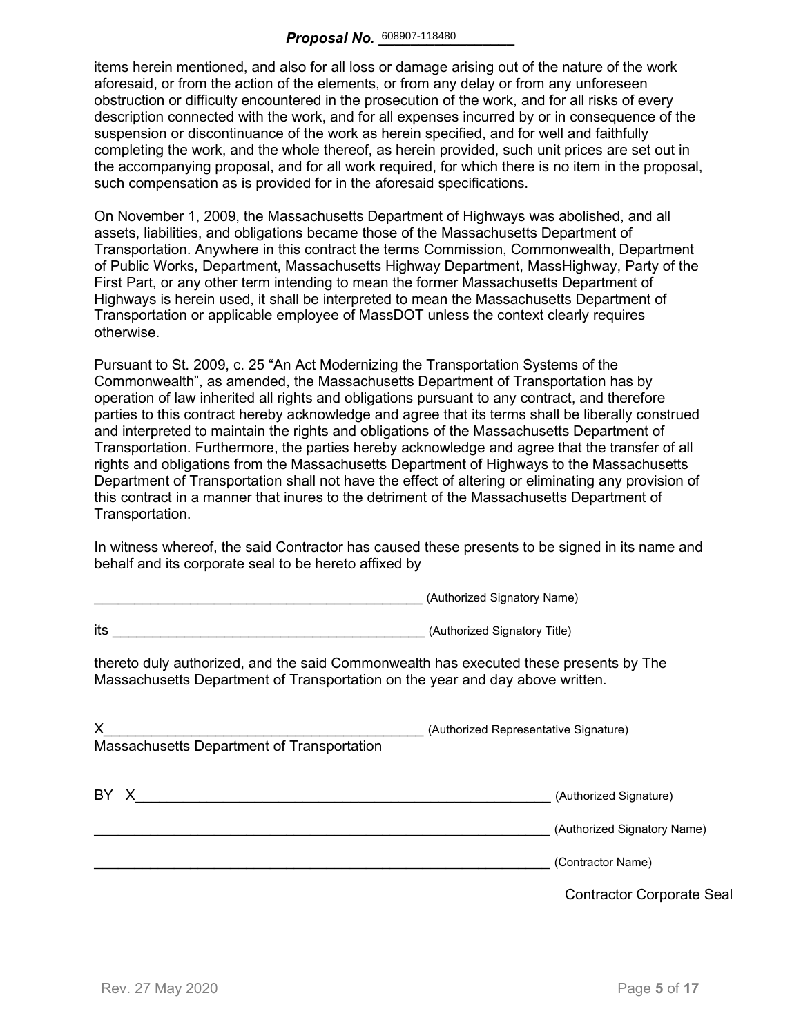items herein mentioned, and also for all loss or damage arising out of the nature of the work aforesaid, or from the action of the elements, or from any delay or from any unforeseen obstruction or difficulty encountered in the prosecution of the work, and for all risks of every description connected with the work, and for all expenses incurred by or in consequence of the suspension or discontinuance of the work as herein specified, and for well and faithfully completing the work, and the whole thereof, as herein provided, such unit prices are set out in the accompanying proposal, and for all work required, for which there is no item in the proposal, such compensation as is provided for in the aforesaid specifications.

On November 1, 2009, the Massachusetts Department of Highways was abolished, and all assets, liabilities, and obligations became those of the Massachusetts Department of Transportation. Anywhere in this contract the terms Commission, Commonwealth, Department of Public Works, Department, Massachusetts Highway Department, MassHighway, Party of the First Part, or any other term intending to mean the former Massachusetts Department of Highways is herein used, it shall be interpreted to mean the Massachusetts Department of Transportation or applicable employee of MassDOT unless the context clearly requires otherwise.

Pursuant to St. 2009, c. 25 "An Act Modernizing the Transportation Systems of the Commonwealth", as amended, the Massachusetts Department of Transportation has by operation of law inherited all rights and obligations pursuant to any contract, and therefore parties to this contract hereby acknowledge and agree that its terms shall be liberally construed and interpreted to maintain the rights and obligations of the Massachusetts Department of Transportation. Furthermore, the parties hereby acknowledge and agree that the transfer of all rights and obligations from the Massachusetts Department of Highways to the Massachusetts Department of Transportation shall not have the effect of altering or eliminating any provision of this contract in a manner that inures to the detriment of the Massachusetts Department of Transportation.

In witness whereof, the said Contractor has caused these presents to be signed in its name and behalf and its corporate seal to be hereto affixed by

_____________________________________________ (Authorized Signatory Name)

its ________________________________________ (Authorized Signatory Title)

thereto duly authorized, and the said Commonwealth has executed these presents by The Massachusetts Department of Transportation on the year and day above written.

X__________________________________________ (Authorized Representative Signature)
Massachusetts Department of Transportation

BY X_______________________________________________________ (Authorized Signature)

___________________________________________________________ (Authorized Signatory Name)

___________________________________________________________ (Contractor Name)

Contractor Corporate Seal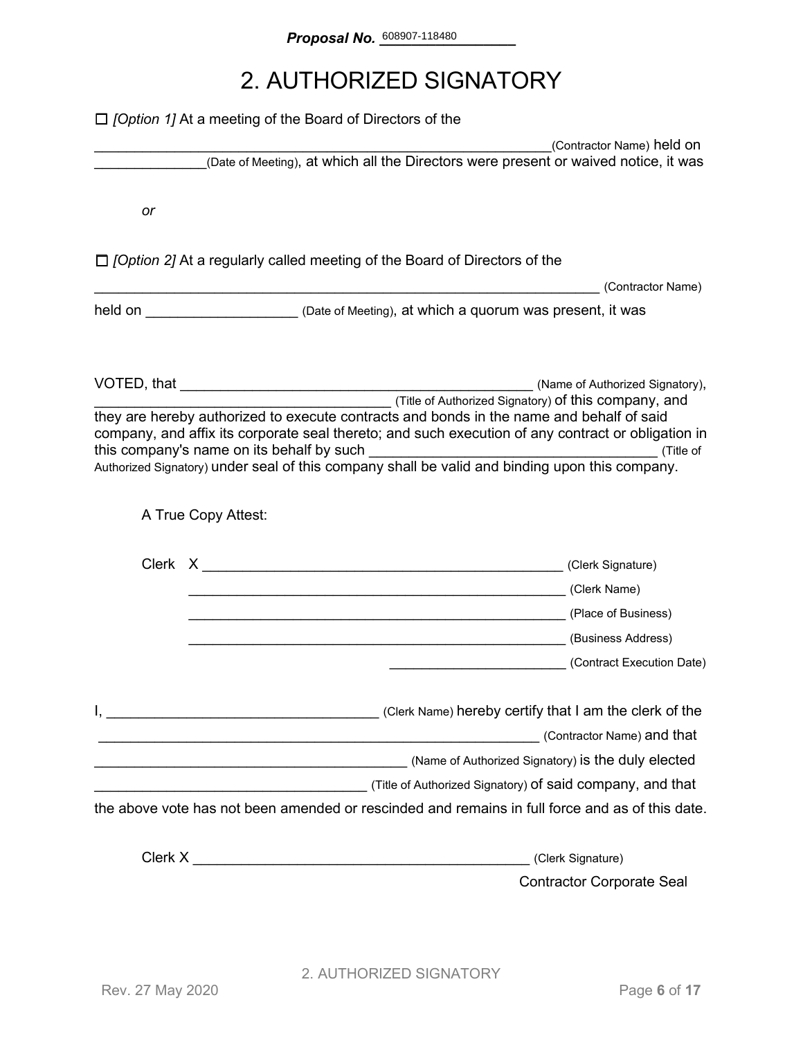**Proposal No.** 608907-118480

# 2. AUTHORIZED SIGNATORY

☐ *[Option 1]* At a meeting of the Board of Directors of the

_____________________________________________________________(Contractor Name) held on _____________(Date of Meeting), at which all the Directors were present or waived notice, it was

*or*

☐ *[Option 2]* At a regularly called meeting of the Board of Directors of the

_____________________________________________________________ (Contractor Name)

held on __________________ (Date of Meeting), at which a quorum was present, it was

VOTED, that ___________________________________________ (Name of Authorized Signatory), ____________________________________ (Title of Authorized Signatory) of this company, and they are hereby authorized to execute contracts and bonds in the name and behalf of said company, and affix its corporate seal thereto; and such execution of any contract or obligation in this company's name on its behalf by such __________________________________ (Title of Authorized Signatory) under seal of this company shall be valid and binding upon this company.

A True Copy Attest:

Clerk X _______________________________________________ (Clerk Signature)

_______________________________________________ (Clerk Name)

_______________________________________________ (Place of Business)

_______________________________________________ (Business Address)

_______________________ (Contract Execution Date)

I, _________________________________ (Clerk Name) hereby certify that I am the clerk of the _________________________________________________________ (Contractor Name) and that _____________________________________ (Name of Authorized Signatory) is the duly elected ___________________________________ (Title of Authorized Signatory) of said company, and that the above vote has not been amended or rescinded and remains in full force and as of this date.

Clerk X ___________________________________________ (Clerk Signature)

Contractor Corporate Seal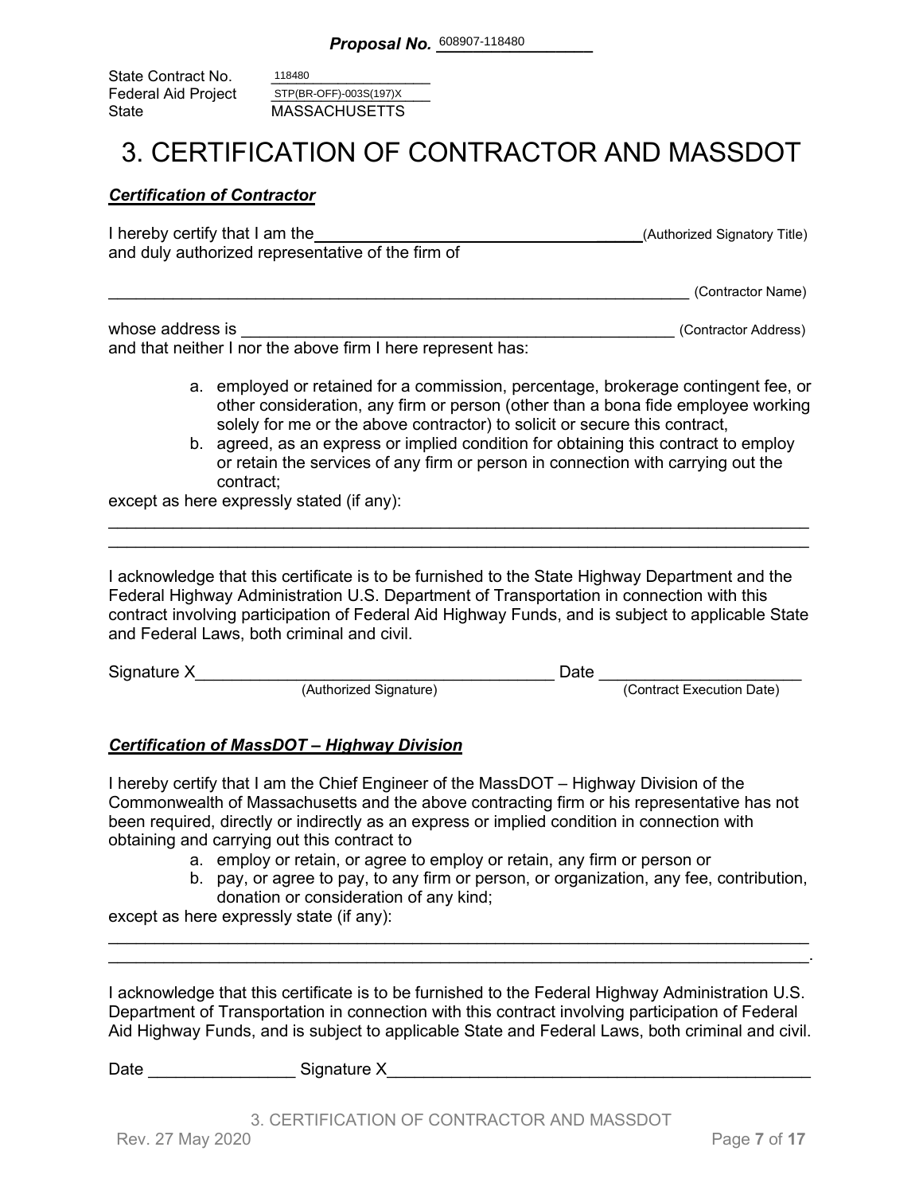**Proposal No.** 608907-118480

State Contract No. 118480
Federal Aid Project STP(BR-OFF)-003S(197)X
State MASSACHUSETTS

# 3. CERTIFICATION OF CONTRACTOR AND MASSDOT

***Certification of Contractor***

I hereby certify that I am the______________________________________(Authorized Signatory Title) and duly authorized representative of the firm of

_____________________________________________________________________ (Contractor Name)

whose address is ______________________________________________ (Contractor Address)
and that neither I nor the above firm I here represent has:

a. employed or retained for a commission, percentage, brokerage contingent fee, or other consideration, any firm or person (other than a bona fide employee working solely for me or the above contractor) to solicit or secure this contract,
b. agreed, as an express or implied condition for obtaining this contract to employ or retain the services of any firm or person in connection with carrying out the contract;

except as here expressly stated (if any):

_____________________________________________________________________________
_____________________________________________________________________________

I acknowledge that this certificate is to be furnished to the State Highway Department and the Federal Highway Administration U.S. Department of Transportation in connection with this contract involving participation of Federal Aid Highway Funds, and is subject to applicable State and Federal Laws, both criminal and civil.

Signature X______________________________________ Date ______________________
(Authorized Signature) (Contract Execution Date)

***Certification of MassDOT – Highway Division***

I hereby certify that I am the Chief Engineer of the MassDOT – Highway Division of the Commonwealth of Massachusetts and the above contracting firm or his representative has not been required, directly or indirectly as an express or implied condition in connection with obtaining and carrying out this contract to

a. employ or retain, or agree to employ or retain, any firm or person or
b. pay, or agree to pay, to any firm or person, or organization, any fee, contribution, donation or consideration of any kind;

except as here expressly state (if any):

_____________________________________________________________________________
_____________________________________________________________________________.

I acknowledge that this certificate is to be furnished to the Federal Highway Administration U.S. Department of Transportation in connection with this contract involving participation of Federal Aid Highway Funds, and is subject to applicable State and Federal Laws, both criminal and civil.

Date ________________ Signature X_______________________________________________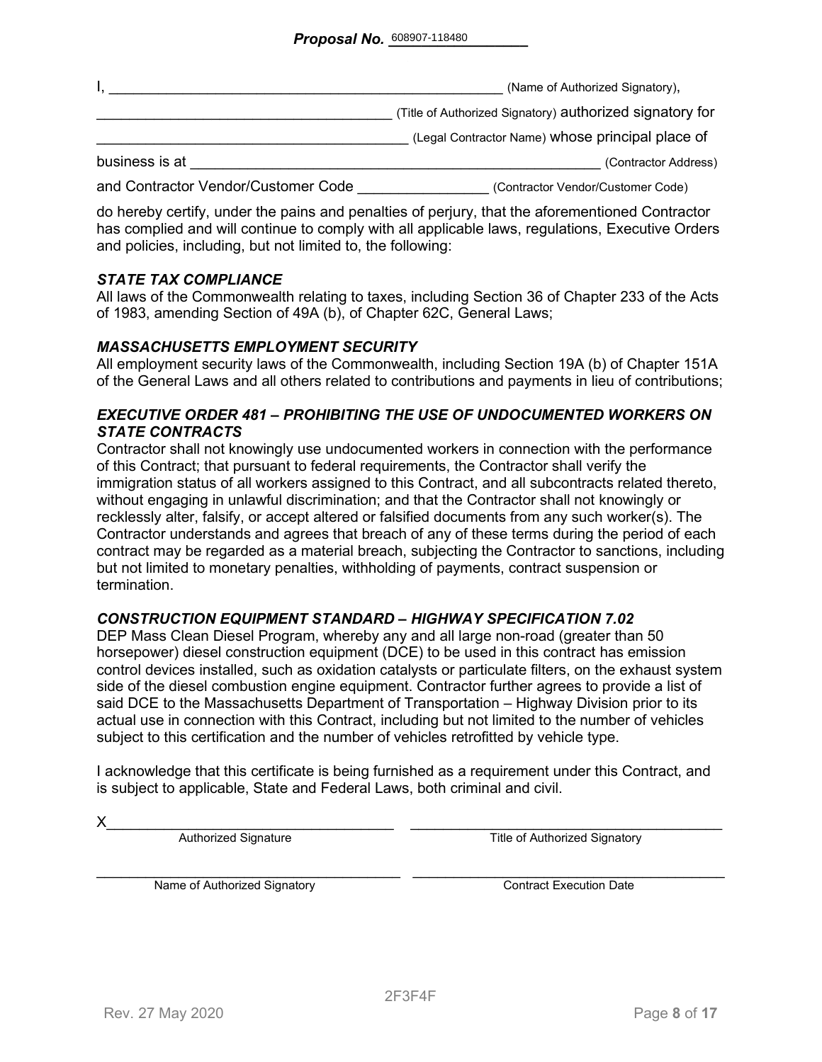**Proposal No.** 608907-118480

I, ______________________________________________ (Name of Authorized Signatory),

__________________________________ (Title of Authorized Signatory) authorized signatory for

____________________________________ (Legal Contractor Name) whose principal place of

business is at _______________________________________________ (Contractor Address)

and Contractor Vendor/Customer Code _______________ (Contractor Vendor/Customer Code)

do hereby certify, under the pains and penalties of perjury, that the aforementioned Contractor has complied and will continue to comply with all applicable laws, regulations, Executive Orders and policies, including, but not limited to, the following:

***STATE TAX COMPLIANCE***

All laws of the Commonwealth relating to taxes, including Section 36 of Chapter 233 of the Acts of 1983, amending Section of 49A (b), of Chapter 62C, General Laws;

***MASSACHUSETTS EMPLOYMENT SECURITY***

All employment security laws of the Commonwealth, including Section 19A (b) of Chapter 151A of the General Laws and all others related to contributions and payments in lieu of contributions;

***EXECUTIVE ORDER 481 – PROHIBITING THE USE OF UNDOCUMENTED WORKERS ON STATE CONTRACTS***

Contractor shall not knowingly use undocumented workers in connection with the performance of this Contract; that pursuant to federal requirements, the Contractor shall verify the immigration status of all workers assigned to this Contract, and all subcontracts related thereto, without engaging in unlawful discrimination; and that the Contractor shall not knowingly or recklessly alter, falsify, or accept altered or falsified documents from any such worker(s). The Contractor understands and agrees that breach of any of these terms during the period of each contract may be regarded as a material breach, subjecting the Contractor to sanctions, including but not limited to monetary penalties, withholding of payments, contract suspension or termination.

***CONSTRUCTION EQUIPMENT STANDARD – HIGHWAY SPECIFICATION 7.02***

DEP Mass Clean Diesel Program, whereby any and all large non-road (greater than 50 horsepower) diesel construction equipment (DCE) to be used in this contract has emission control devices installed, such as oxidation catalysts or particulate filters, on the exhaust system side of the diesel combustion engine equipment. Contractor further agrees to provide a list of said DCE to the Massachusetts Department of Transportation – Highway Division prior to its actual use in connection with this Contract, including but not limited to the number of vehicles subject to this certification and the number of vehicles retrofitted by vehicle type.

I acknowledge that this certificate is being furnished as a requirement under this Contract, and is subject to applicable, State and Federal Laws, both criminal and civil.

X_________________________________ _________________________________
Authorized Signature — Title of Authorized Signatory

_________________________________ _________________________________
Name of Authorized Signatory — Contract Execution Date

2F3F4F

Rev. 27 May 2020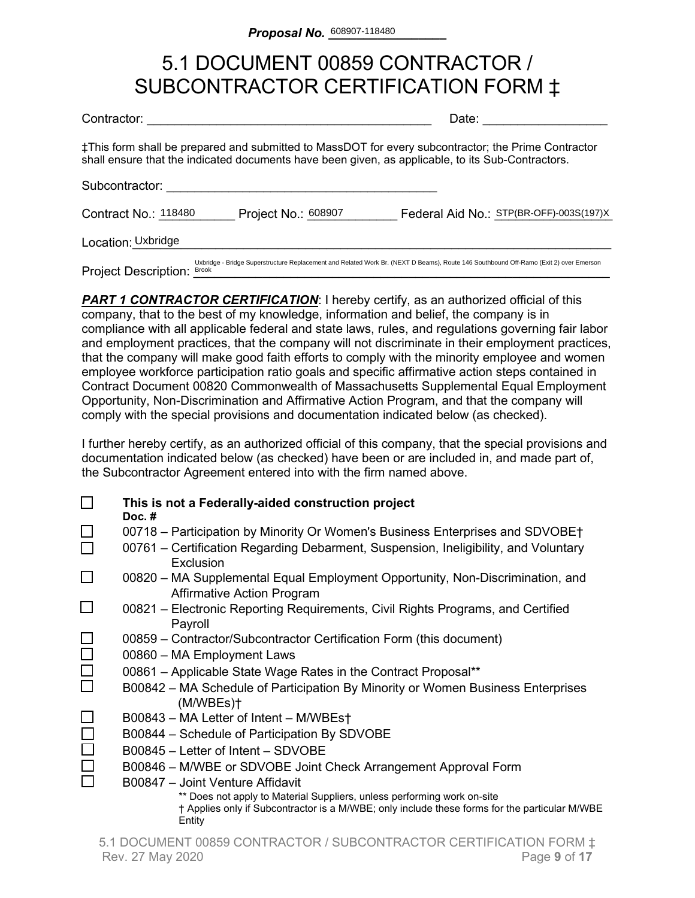**Proposal No.** 608907-118480

# 5.1 DOCUMENT 00859 CONTRACTOR / SUBCONTRACTOR CERTIFICATION FORM ‡

Contractor: ________________________________________ Date: _________________

‡This form shall be prepared and submitted to MassDOT for every subcontractor; the Prime Contractor shall ensure that the indicated documents have been given, as applicable, to its Sub-Contractors.

Subcontractor: ________________________________________

Contract No.: 118480 Project No.: 608907 Federal Aid No.: STP(BR-OFF)-003S(197)X

Location: Uxbridge

Project Description: Uxbridge - Bridge Superstructure Replacement and Related Work Br. (NEXT D Beams), Route 146 Southbound Off-Ramo (Exit 2) over Emerson Brook

***PART 1 CONTRACTOR CERTIFICATION***: I hereby certify, as an authorized official of this company, that to the best of my knowledge, information and belief, the company is in compliance with all applicable federal and state laws, rules, and regulations governing fair labor and employment practices, that the company will not discriminate in their employment practices, that the company will make good faith efforts to comply with the minority employee and women employee workforce participation ratio goals and specific affirmative action steps contained in Contract Document 00820 Commonwealth of Massachusetts Supplemental Equal Employment Opportunity, Non-Discrimination and Affirmative Action Program, and that the company will comply with the special provisions and documentation indicated below (as checked).

I further hereby certify, as an authorized official of this company, that the special provisions and documentation indicated below (as checked) have been or are included in, and made part of, the Subcontractor Agreement entered into with the firm named above.

- ☐ **This is not a Federally-aided construction project**

**Doc. #**

- ☐ 00718 – Participation by Minority Or Women's Business Enterprises and SDVOBE†
- ☐ 00761 – Certification Regarding Debarment, Suspension, Ineligibility, and Voluntary Exclusion
- ☐ 00820 – MA Supplemental Equal Employment Opportunity, Non-Discrimination, and Affirmative Action Program
- ☐ 00821 – Electronic Reporting Requirements, Civil Rights Programs, and Certified Payroll
- ☐ 00859 – Contractor/Subcontractor Certification Form (this document)
- ☐ 00860 – MA Employment Laws
- ☐ 00861 – Applicable State Wage Rates in the Contract Proposal**
- ☐ B00842 – MA Schedule of Participation By Minority or Women Business Enterprises (M/WBEs)†
- ☐ B00843 – MA Letter of Intent – M/WBEs†
- ☐ B00844 – Schedule of Participation By SDVOBE
- ☐ B00845 – Letter of Intent – SDVOBE
- ☐ B00846 – M/WBE or SDVOBE Joint Check Arrangement Approval Form
- ☐ B00847 – Joint Venture Affidavit

** Does not apply to Material Suppliers, unless performing work on-site

† Applies only if Subcontractor is a M/WBE; only include these forms for the particular M/WBE Entity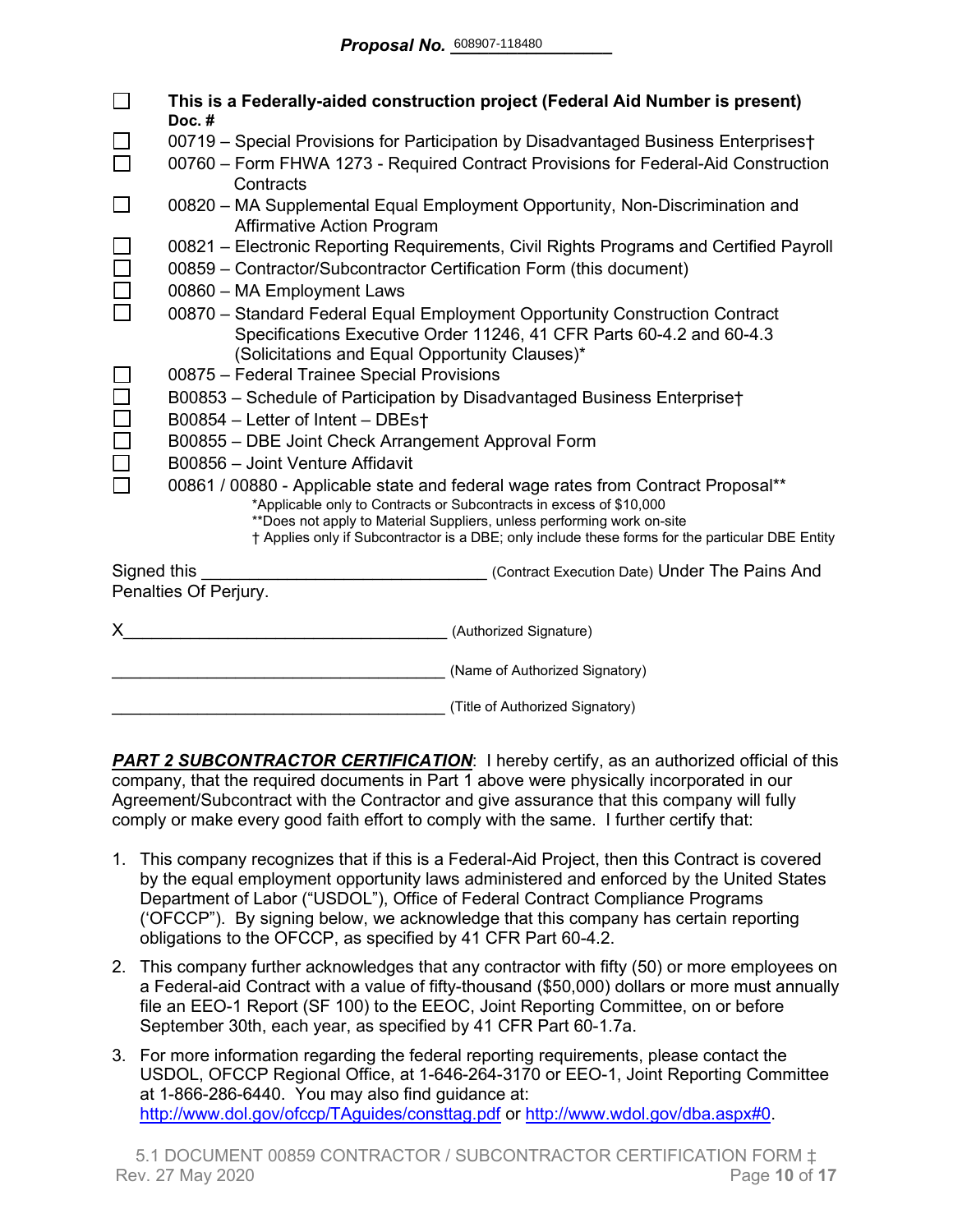**Proposal No.** 608907-118480

- ☐ **This is a Federally-aided construction project (Federal Aid Number is present)**

**Doc. #**

- ☐ 00719 – Special Provisions for Participation by Disadvantaged Business Enterprises†
- ☐ 00760 – Form FHWA 1273 - Required Contract Provisions for Federal-Aid Construction Contracts
- ☐ 00820 – MA Supplemental Equal Employment Opportunity, Non-Discrimination and Affirmative Action Program
- ☐ 00821 – Electronic Reporting Requirements, Civil Rights Programs and Certified Payroll
- ☐ 00859 – Contractor/Subcontractor Certification Form (this document)
- ☐ 00860 – MA Employment Laws
- ☐ 00870 – Standard Federal Equal Employment Opportunity Construction Contract Specifications Executive Order 11246, 41 CFR Parts 60-4.2 and 60-4.3 (Solicitations and Equal Opportunity Clauses)*
- ☐ 00875 – Federal Trainee Special Provisions
- ☐ B00853 – Schedule of Participation by Disadvantaged Business Enterprise†
- ☐ B00854 – Letter of Intent – DBEs†
- ☐ B00855 – DBE Joint Check Arrangement Approval Form
- ☐ B00856 – Joint Venture Affidavit
- ☐ 00861 / 00880 - Applicable state and federal wage rates from Contract Proposal**

*Applicable only to Contracts or Subcontracts in excess of $10,000
**Does not apply to Material Suppliers, unless performing work on-site
† Applies only if Subcontractor is a DBE; only include these forms for the particular DBE Entity

Signed this ______________________________ (Contract Execution Date) Under The Pains And Penalties Of Perjury.

X___________________________________ (Authorized Signature)

____________________________________ (Name of Authorized Signatory)

____________________________________ (Title of Authorized Signatory)

***PART 2 SUBCONTRACTOR CERTIFICATION***: I hereby certify, as an authorized official of this company, that the required documents in Part 1 above were physically incorporated in our Agreement/Subcontract with the Contractor and give assurance that this company will fully comply or make every good faith effort to comply with the same. I further certify that:

1. This company recognizes that if this is a Federal-Aid Project, then this Contract is covered by the equal employment opportunity laws administered and enforced by the United States Department of Labor ("USDOL"), Office of Federal Contract Compliance Programs ('OFCCP"). By signing below, we acknowledge that this company has certain reporting obligations to the OFCCP, as specified by 41 CFR Part 60-4.2.
2. This company further acknowledges that any contractor with fifty (50) or more employees on a Federal-aid Contract with a value of fifty-thousand ($50,000) dollars or more must annually file an EEO-1 Report (SF 100) to the EEOC, Joint Reporting Committee, on or before September 30th, each year, as specified by 41 CFR Part 60-1.7a.
3. For more information regarding the federal reporting requirements, please contact the USDOL, OFCCP Regional Office, at 1-646-264-3170 or EEO-1, Joint Reporting Committee at 1-866-286-6440. You may also find guidance at: http://www.dol.gov/ofccp/TAguides/consttag.pdf or http://www.wdol.gov/dba.aspx#0.

5.1 DOCUMENT 00859 CONTRACTOR / SUBCONTRACTOR CERTIFICATION FORM ‡
Rev. 27 May 2020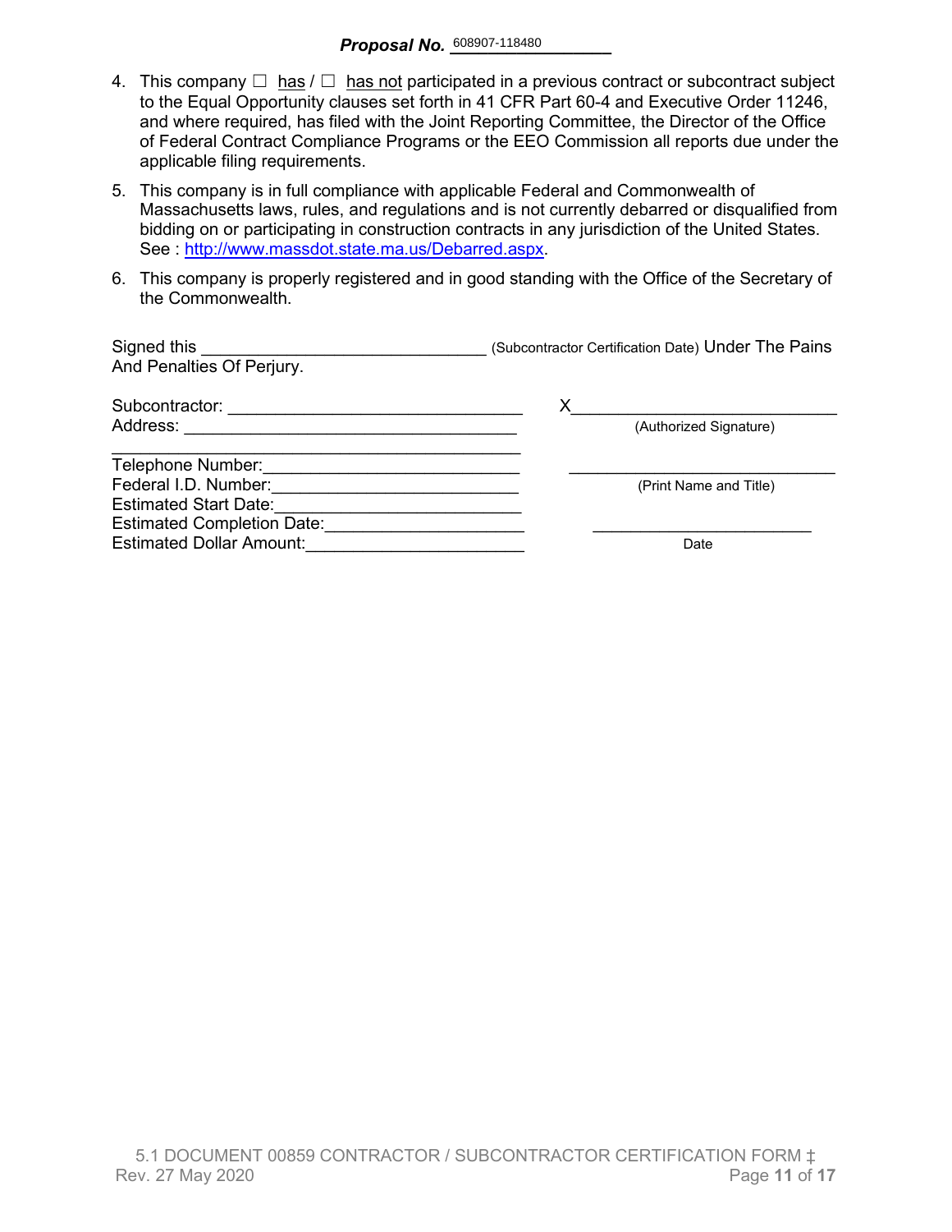**Proposal No.** 608907-118480

4. This company ☐ has / ☐ has not participated in a previous contract or subcontract subject to the Equal Opportunity clauses set forth in 41 CFR Part 60-4 and Executive Order 11246, and where required, has filed with the Joint Reporting Committee, the Director of the Office of Federal Contract Compliance Programs or the EEO Commission all reports due under the applicable filing requirements.

5. This company is in full compliance with applicable Federal and Commonwealth of Massachusetts laws, rules, and regulations and is not currently debarred or disqualified from bidding on or participating in construction contracts in any jurisdiction of the United States. See : http://www.massdot.state.ma.us/Debarred.aspx.

6. This company is properly registered and in good standing with the Office of the Secretary of the Commonwealth.

Signed this ______________________________ (Subcontractor Certification Date) Under The Pains And Penalties Of Perjury.

Subcontractor: ______________________________

Address: ______________________________

______________________________

Telephone Number: ______________________________

Federal I.D. Number: ______________________________

Estimated Start Date: ______________________________

Estimated Completion Date: ______________________________

Estimated Dollar Amount: ______________________________

X______________________________
(Authorized Signature)

______________________________
(Print Name and Title)

______________________________
Date

5.1 DOCUMENT 00859 CONTRACTOR / SUBCONTRACTOR CERTIFICATION FORM ‡
Rev. 27 May 2020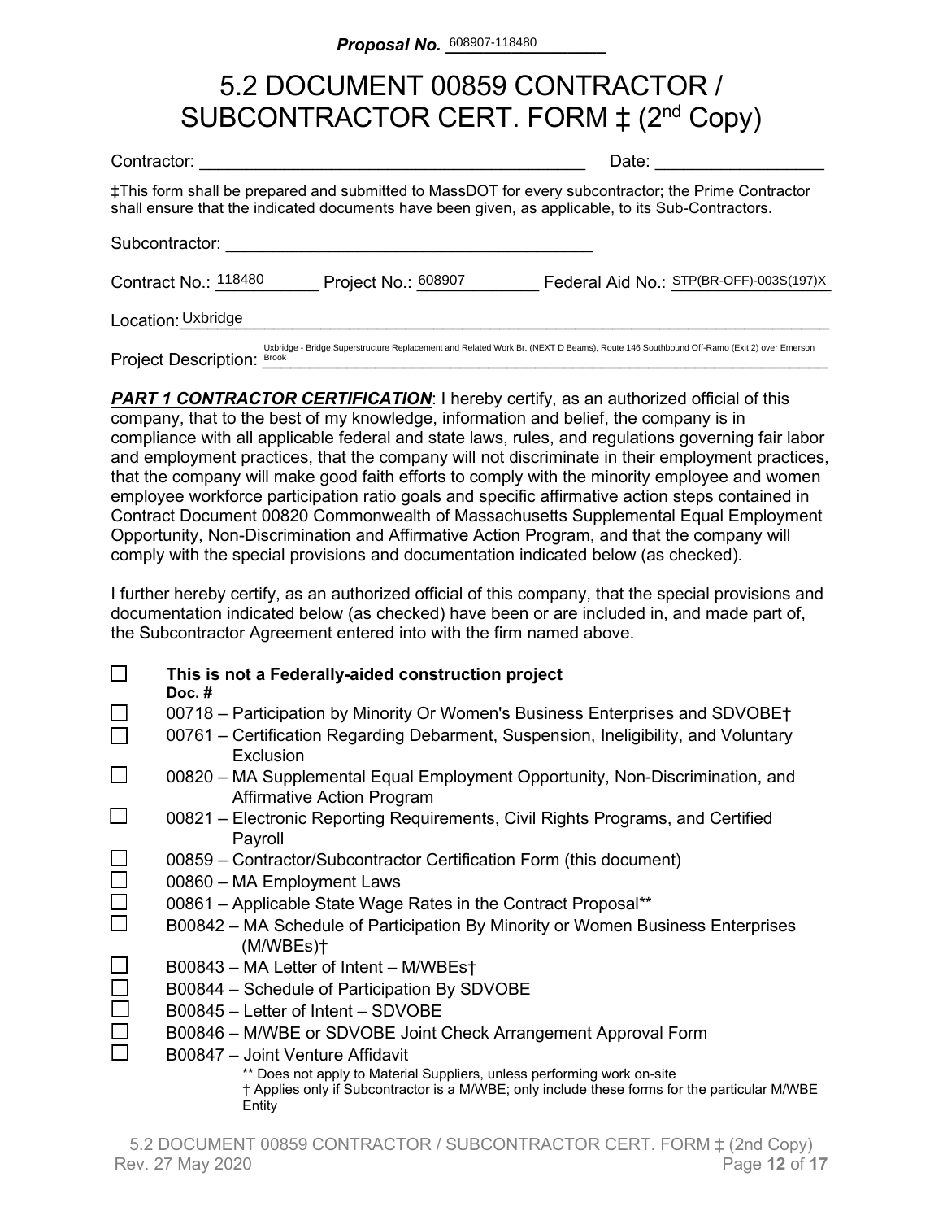**Proposal No.** 608907-118480

# 5.2 DOCUMENT 00859 CONTRACTOR / SUBCONTRACTOR CERT. FORM ‡ (2nd Copy)

Contractor: ________________________________________ Date: _________________

‡This form shall be prepared and submitted to MassDOT for every subcontractor; the Prime Contractor shall ensure that the indicated documents have been given, as applicable, to its Sub-Contractors.

Subcontractor: ________________________________________

Contract No.: 118480 Project No.: 608907 Federal Aid No.: STP(BR-OFF)-003S(197)X

Location: Uxbridge

Project Description: Uxbridge - Bridge Superstructure Replacement and Related Work Br. (NEXT D Beams), Route 146 Southbound Off-Ramo (Exit 2) over Emerson Brook

***PART 1 CONTRACTOR CERTIFICATION***: I hereby certify, as an authorized official of this company, that to the best of my knowledge, information and belief, the company is in compliance with all applicable federal and state laws, rules, and regulations governing fair labor and employment practices, that the company will not discriminate in their employment practices, that the company will make good faith efforts to comply with the minority employee and women employee workforce participation ratio goals and specific affirmative action steps contained in Contract Document 00820 Commonwealth of Massachusetts Supplemental Equal Employment Opportunity, Non-Discrimination and Affirmative Action Program, and that the company will comply with the special provisions and documentation indicated below (as checked).

I further hereby certify, as an authorized official of this company, that the special provisions and documentation indicated below (as checked) have been or are included in, and made part of, the Subcontractor Agreement entered into with the firm named above.

- ☐ **This is not a Federally-aided construction project**

**Doc. #**

- ☐ 00718 – Participation by Minority Or Women's Business Enterprises and SDVOBE†
- ☐ 00761 – Certification Regarding Debarment, Suspension, Ineligibility, and Voluntary Exclusion
- ☐ 00820 – MA Supplemental Equal Employment Opportunity, Non-Discrimination, and Affirmative Action Program
- ☐ 00821 – Electronic Reporting Requirements, Civil Rights Programs, and Certified Payroll
- ☐ 00859 – Contractor/Subcontractor Certification Form (this document)
- ☐ 00860 – MA Employment Laws
- ☐ 00861 – Applicable State Wage Rates in the Contract Proposal**
- ☐ B00842 – MA Schedule of Participation By Minority or Women Business Enterprises (M/WBEs)†
- ☐ B00843 – MA Letter of Intent – M/WBEs†
- ☐ B00844 – Schedule of Participation By SDVOBE
- ☐ B00845 – Letter of Intent – SDVOBE
- ☐ B00846 – M/WBE or SDVOBE Joint Check Arrangement Approval Form
- ☐ B00847 – Joint Venture Affidavit

** Does not apply to Material Suppliers, unless performing work on-site
† Applies only if Subcontractor is a M/WBE; only include these forms for the particular M/WBE Entity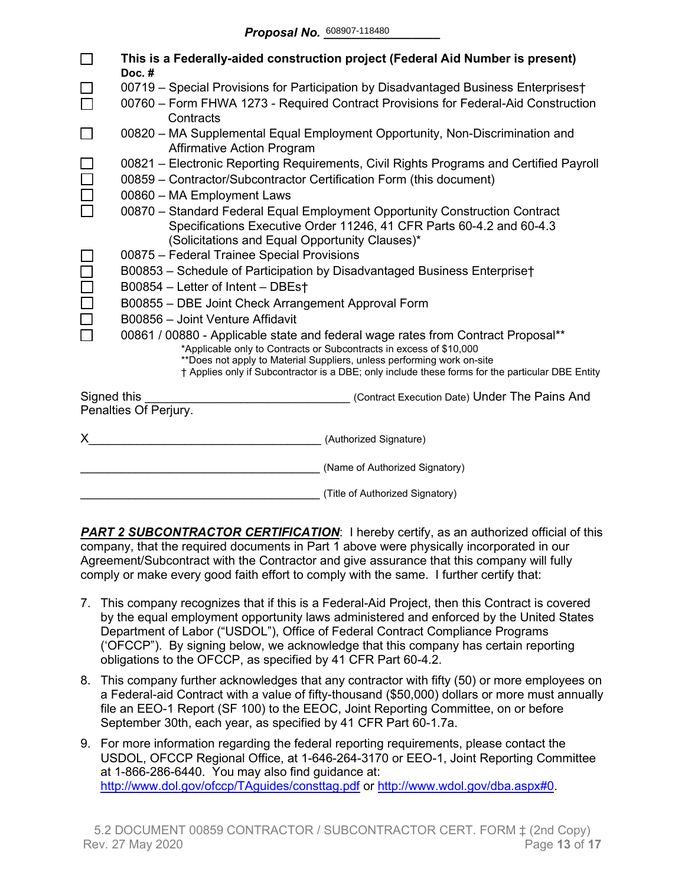**Proposal No.** 608907-118480

- ☐ **This is a Federally-aided construction project (Federal Aid Number is present)**
  **Doc. #**
- ☐ 00719 – Special Provisions for Participation by Disadvantaged Business Enterprises†
- ☐ 00760 – Form FHWA 1273 - Required Contract Provisions for Federal-Aid Construction Contracts
- ☐ 00820 – MA Supplemental Equal Employment Opportunity, Non-Discrimination and Affirmative Action Program
- ☐ 00821 – Electronic Reporting Requirements, Civil Rights Programs and Certified Payroll
- ☐ 00859 – Contractor/Subcontractor Certification Form (this document)
- ☐ 00860 – MA Employment Laws
- ☐ 00870 – Standard Federal Equal Employment Opportunity Construction Contract Specifications Executive Order 11246, 41 CFR Parts 60-4.2 and 60-4.3 (Solicitations and Equal Opportunity Clauses)*
- ☐ 00875 – Federal Trainee Special Provisions
- ☐ B00853 – Schedule of Participation by Disadvantaged Business Enterprise†
- ☐ B00854 – Letter of Intent – DBEs†
- ☐ B00855 – DBE Joint Check Arrangement Approval Form
- ☐ B00856 – Joint Venture Affidavit
- ☐ 00861 / 00880 - Applicable state and federal wage rates from Contract Proposal**

*Applicable only to Contracts or Subcontracts in excess of $10,000
**Does not apply to Material Suppliers, unless performing work on-site
† Applies only if Subcontractor is a DBE; only include these forms for the particular DBE Entity

Signed this ______________________________ (Contract Execution Date) Under The Pains And Penalties Of Perjury.

X___________________________________ (Authorized Signature)

____________________________________ (Name of Authorized Signatory)

____________________________________ (Title of Authorized Signatory)

***PART 2 SUBCONTRACTOR CERTIFICATION***: I hereby certify, as an authorized official of this company, that the required documents in Part 1 above were physically incorporated in our Agreement/Subcontract with the Contractor and give assurance that this company will fully comply or make every good faith effort to comply with the same. I further certify that:

7. This company recognizes that if this is a Federal-Aid Project, then this Contract is covered by the equal employment opportunity laws administered and enforced by the United States Department of Labor ("USDOL"), Office of Federal Contract Compliance Programs ('OFCCP"). By signing below, we acknowledge that this company has certain reporting obligations to the OFCCP, as specified by 41 CFR Part 60-4.2.
8. This company further acknowledges that any contractor with fifty (50) or more employees on a Federal-aid Contract with a value of fifty-thousand ($50,000) dollars or more must annually file an EEO-1 Report (SF 100) to the EEOC, Joint Reporting Committee, on or before September 30th, each year, as specified by 41 CFR Part 60-1.7a.
9. For more information regarding the federal reporting requirements, please contact the USDOL, OFCCP Regional Office, at 1-646-264-3170 or EEO-1, Joint Reporting Committee at 1-866-286-6440. You may also find guidance at: http://www.dol.gov/ofccp/TAguides/consttag.pdf or http://www.wdol.gov/dba.aspx#0.

5.2 DOCUMENT 00859 CONTRACTOR / SUBCONTRACTOR CERT. FORM ‡ (2nd Copy)
Rev. 27 May 2020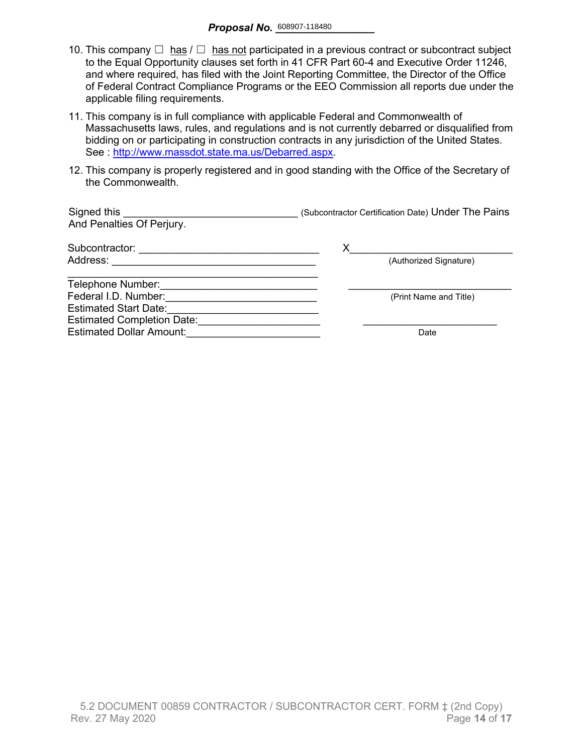**Proposal No.** 608907-118480

10. This company ☐ has / ☐ has not participated in a previous contract or subcontract subject to the Equal Opportunity clauses set forth in 41 CFR Part 60-4 and Executive Order 11246, and where required, has filed with the Joint Reporting Committee, the Director of the Office of Federal Contract Compliance Programs or the EEO Commission all reports due under the applicable filing requirements.
11. This company is in full compliance with applicable Federal and Commonwealth of Massachusetts laws, rules, and regulations and is not currently debarred or disqualified from bidding on or participating in construction contracts in any jurisdiction of the United States. See : http://www.massdot.state.ma.us/Debarred.aspx.
12. This company is properly registered and in good standing with the Office of the Secretary of the Commonwealth.

Signed this ______________________________ (Subcontractor Certification Date) Under The Pains And Penalties Of Perjury.

Subcontractor: ______________________________

Address: ______________________________

______________________________

Telephone Number: ______________________________

Federal I.D. Number: ______________________________

Estimated Start Date: ______________________________

Estimated Completion Date: ______________________________

Estimated Dollar Amount: ______________________________

X______________________________
(Authorized Signature)

______________________________
(Print Name and Title)

______________________________
Date

5.2 DOCUMENT 00859 CONTRACTOR / SUBCONTRACTOR CERT. FORM ‡ (2nd Copy)
Rev. 27 May 2020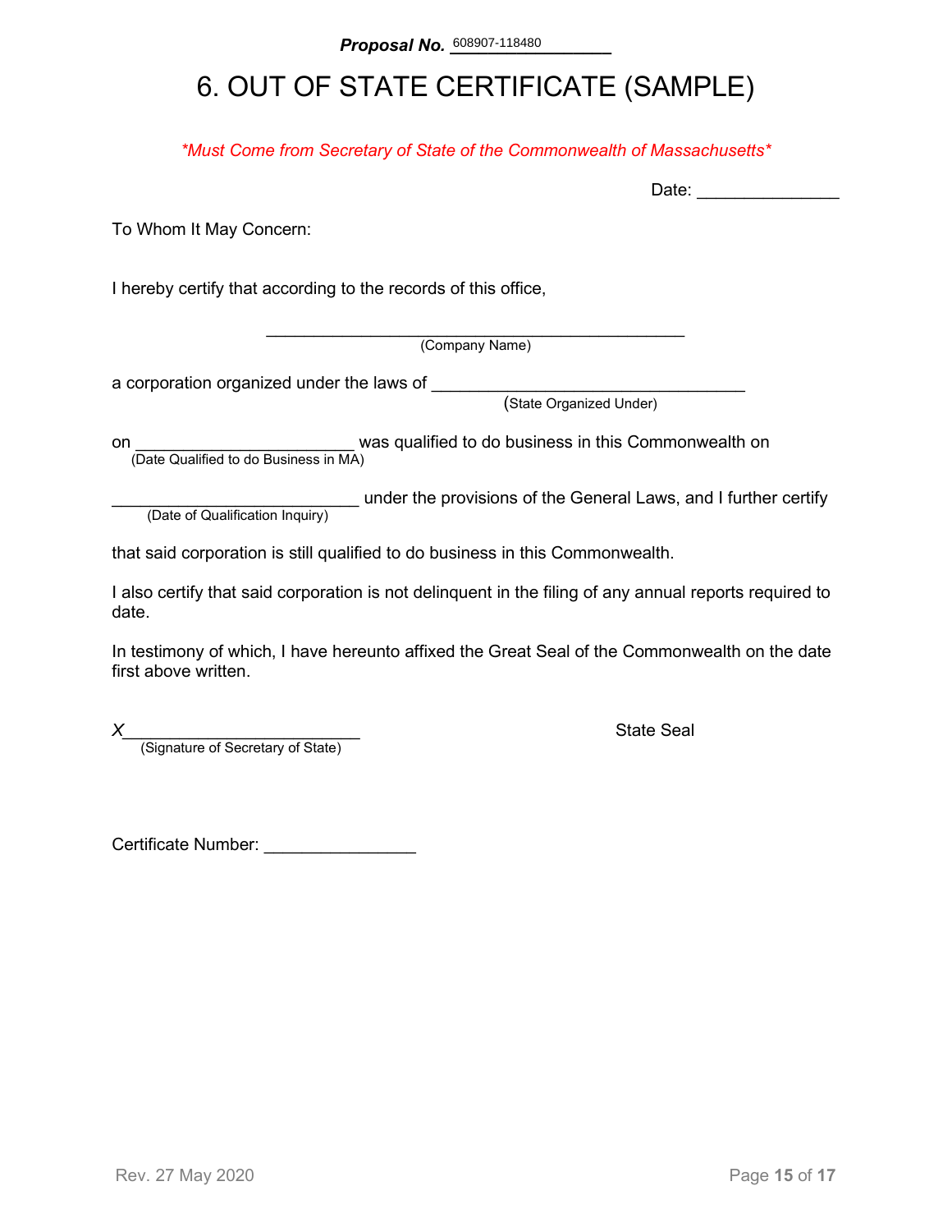**_Proposal No._** 608907-118480

# 6. OUT OF STATE CERTIFICATE (SAMPLE)

*\*Must Come from Secretary of State of the Commonwealth of Massachusetts\**

Date: _______________

To Whom It May Concern:

I hereby certify that according to the records of this office,

_____________________________________________
(Company Name)

a corporation organized under the laws of ________________________________
(State Organized Under)

on _______________________ was qualified to do business in this Commonwealth on
(Date Qualified to do Business in MA)

__________________________ under the provisions of the General Laws, and I further certify
(Date of Qualification Inquiry)

that said corporation is still qualified to do business in this Commonwealth.

I also certify that said corporation is not delinquent in the filing of any annual reports required to date.

In testimony of which, I have hereunto affixed the Great Seal of the Commonwealth on the date first above written.

X________________________
(Signature of Secretary of State)

State Seal

Certificate Number: ________________

Rev. 27 May 2020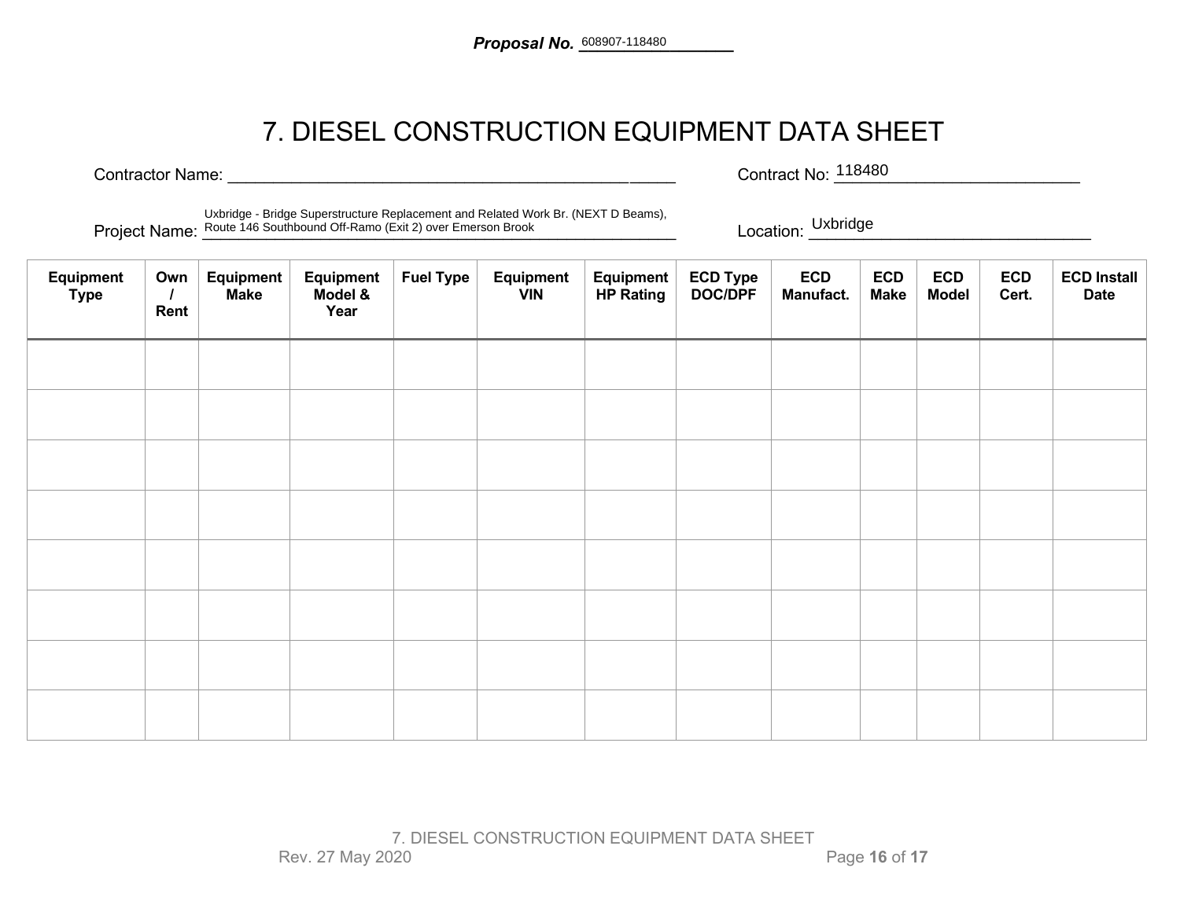***Proposal No.*** 608907-118480

# 7. DIESEL CONSTRUCTION EQUIPMENT DATA SHEET

Contractor Name: ______________________________ Contract No: 118480

Project Name: Uxbridge - Bridge Superstructure Replacement and Related Work Br. (NEXT D Beams), Route 146 Southbound Off-Ramo (Exit 2) over Emerson Brook Location: Uxbridge

| Equipment Type | Own / Rent | Equipment Make | Equipment Model & Year | Fuel Type | Equipment VIN | Equipment HP Rating | ECD Type DOC/DPF | ECD Manufact. | ECD Make | ECD Model | ECD Cert. | ECD Install Date |
|---|---|---|---|---|---|---|---|---|---|---|---|---|
| | | | | | | | | | | | | |
| | | | | | | | | | | | | |
| | | | | | | | | | | | | |
| | | | | | | | | | | | | |
| | | | | | | | | | | | | |
| | | | | | | | | | | | | |
| | | | | | | | | | | | | |
| | | | | | | | | | | | | |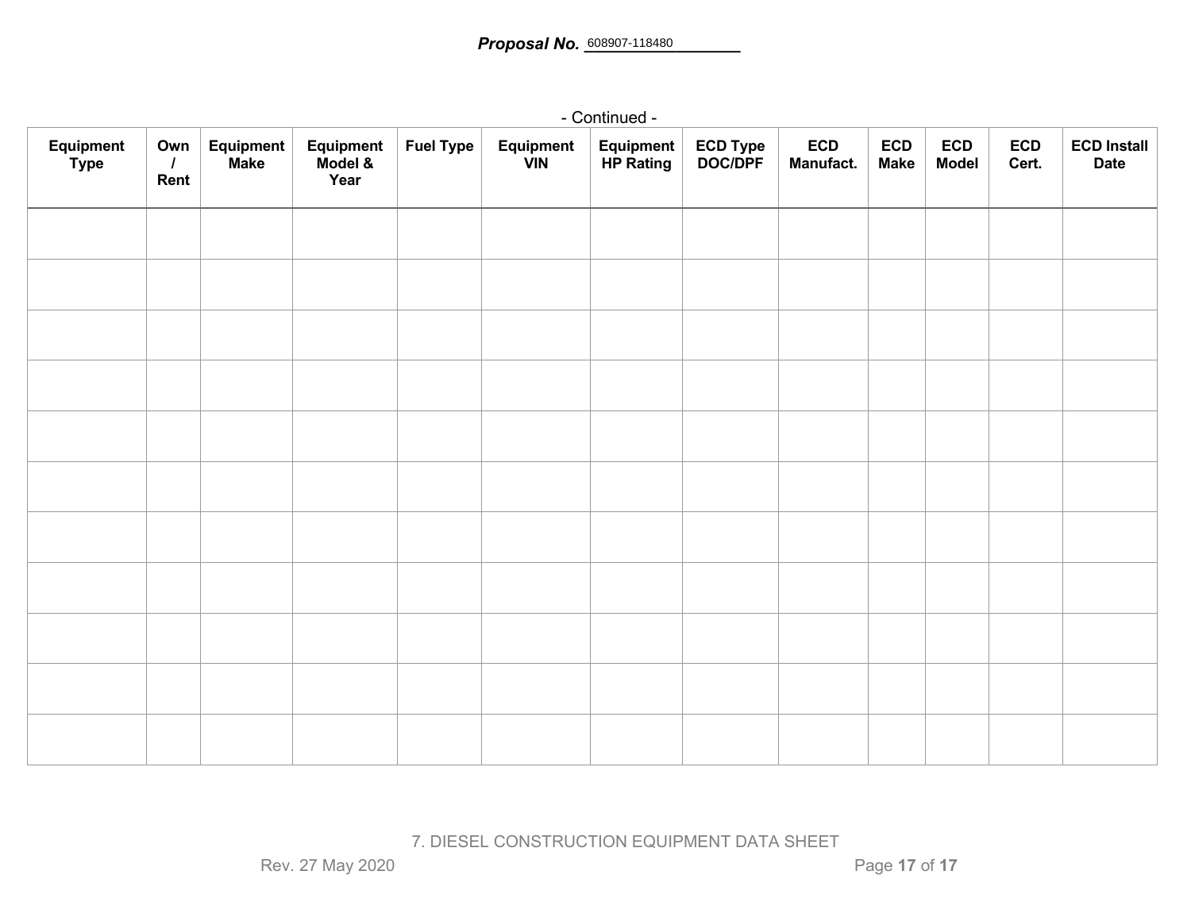**_Proposal No._** 608907-118480

\- Continued -

| Equipment Type | Own / Rent | Equipment Make | Equipment Model & Year | Fuel Type | Equipment VIN | Equipment HP Rating | ECD Type DOC/DPF | ECD Manufact. | ECD Make | ECD Model | ECD Cert. | ECD Install Date |
|---|---|---|---|---|---|---|---|---|---|---|---|---|
| | | | | | | | | | | | | |
| | | | | | | | | | | | | |
| | | | | | | | | | | | | |
| | | | | | | | | | | | | |
| | | | | | | | | | | | | |
| | | | | | | | | | | | | |
| | | | | | | | | | | | | |
| | | | | | | | | | | | | |
| | | | | | | | | | | | | |
| | | | | | | | | | | | | |
| | | | | | | | | | | | | |

7\. DIESEL CONSTRUCTION EQUIPMENT DATA SHEET

Rev. 27 May 2020